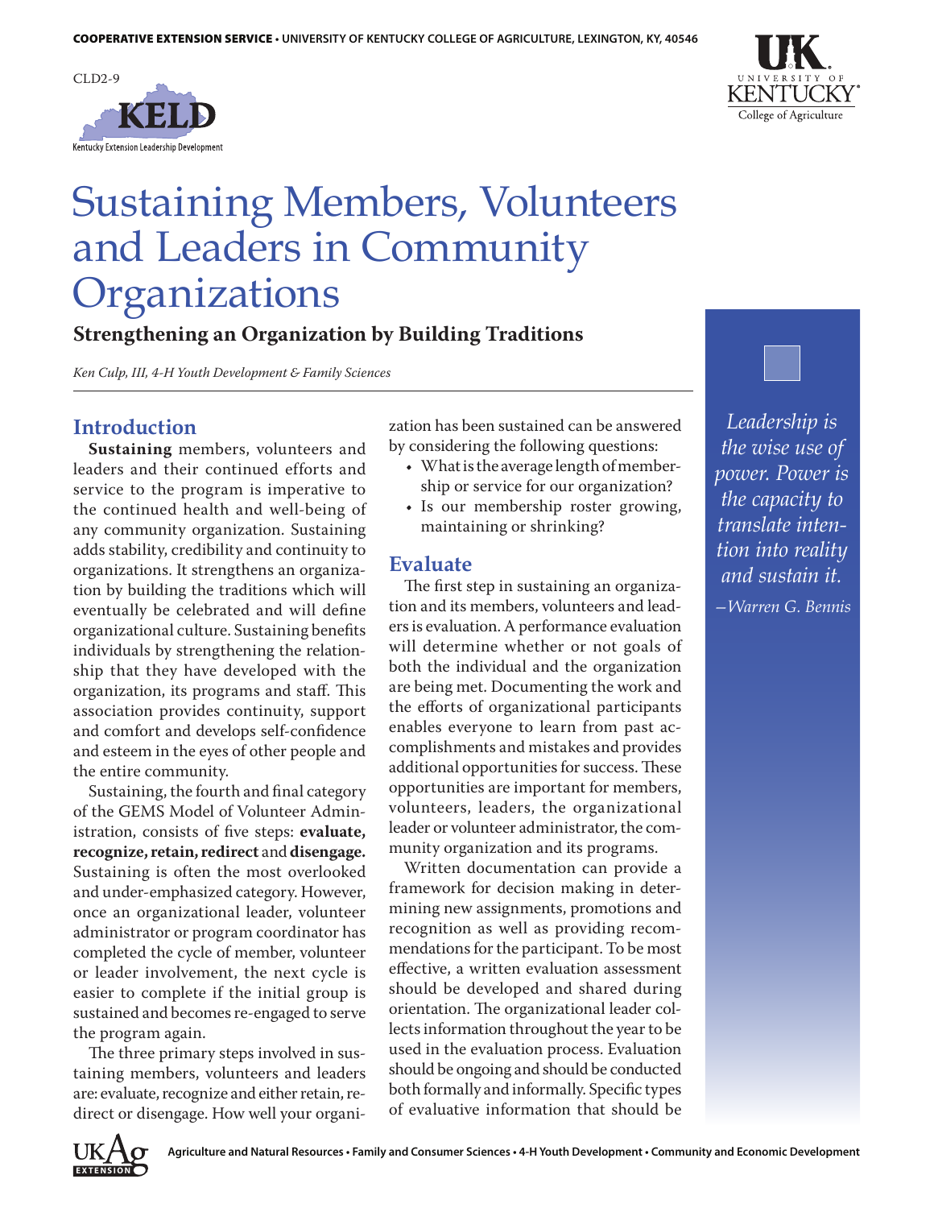COOPERATIVE EXTENSION SERVICE • UNIVERSITY OF KENTUCKY COLLEGE OF AGRICULTURE, LEXINGTON, KY, 40546

CLD2-9

# Sustaining Members, Volunteers and Leaders in Community Organizations

## Strengthening an Organization by Building Traditions

*Ken Culp, III, 4-H Youth Development & Family Sciences*

## Introduction

**Sustaining** members, volunteers and leaders and their continued efforts and service to the program is imperative to the continued health and well-being of any community organization. Sustaining adds stability, credibility and continuity to organizations. It strengthens an organization by building the traditions which will eventually be celebrated and will define organizational culture. Sustaining benefits individuals by strengthening the relationship that they have developed with the organization, its programs and staff. This association provides continuity, support and comfort and develops self-confidence and esteem in the eyes of other people and the entire community.

Sustaining, the fourth and final category of the GEMS Model of Volunteer Administration, consists of five steps: **evaluate, recognize, retain, redirect** and **disengage.** Sustaining is often the most overlooked and under-emphasized category. However, once an organizational leader, volunteer administrator or program coordinator has completed the cycle of member, volunteer or leader involvement, the next cycle is easier to complete if the initial group is sustained and becomes re-engaged to serve the program again.

The three primary steps involved in sustaining members, volunteers and leaders are: evaluate, recognize and either retain, redirect or disengage. How well your organization has been sustained can be answered by considering the following questions:

- What is the average length of membership or service for our organization?
- Is our membership roster growing, maintaining or shrinking?

## Evaluate

The first step in sustaining an organization and its members, volunteers and leaders is evaluation. A performance evaluation will determine whether or not goals of both the individual and the organization are being met. Documenting the work and the efforts of organizational participants enables everyone to learn from past accomplishments and mistakes and provides additional opportunities for success. These opportunities are important for members, volunteers, leaders, the organizational leader or volunteer administrator, the community organization and its programs.

Written documentation can provide a framework for decision making in determining new assignments, promotions and recognition as well as providing recommendations for the participant. To be most effective, a written evaluation assessment should be developed and shared during orientation. The organizational leader collects information throughout the year to be used in the evaluation process. Evaluation should be ongoing and should be conducted both formally and informally. Specific types of evaluative information that should be

*Leadership is the wise use of power. Power is the capacity to translate intention into reality and sustain it.*
*—Warren G. Bennis*

Agriculture and Natural Resources • Family and Consumer Sciences • 4-H Youth Development • Community and Economic Development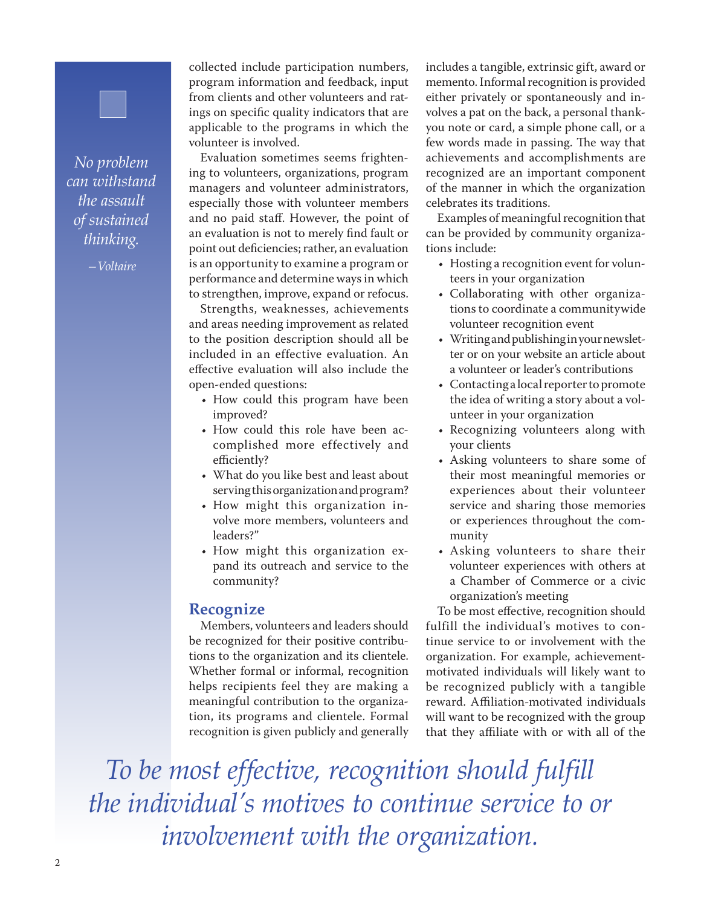*No problem can withstand the assault of sustained thinking.*

*—Voltaire*

collected include participation numbers, program information and feedback, input from clients and other volunteers and ratings on specific quality indicators that are applicable to the programs in which the volunteer is involved.

Evaluation sometimes seems frightening to volunteers, organizations, program managers and volunteer administrators, especially those with volunteer members and no paid staff. However, the point of an evaluation is not to merely find fault or point out deficiencies; rather, an evaluation is an opportunity to examine a program or performance and determine ways in which to strengthen, improve, expand or refocus.

Strengths, weaknesses, achievements and areas needing improvement as related to the position description should all be included in an effective evaluation. An effective evaluation will also include the open-ended questions:

- How could this program have been improved?
- How could this role have been accomplished more effectively and efficiently?
- What do you like best and least about serving this organization and program?
- How might this organization involve more members, volunteers and leaders?"
- How might this organization expand its outreach and service to the community?

## Recognize

Members, volunteers and leaders should be recognized for their positive contributions to the organization and its clientele. Whether formal or informal, recognition helps recipients feel they are making a meaningful contribution to the organization, its programs and clientele. Formal recognition is given publicly and generally includes a tangible, extrinsic gift, award or memento. Informal recognition is provided either privately or spontaneously and involves a pat on the back, a personal thank-you note or card, a simple phone call, or a few words made in passing. The way that achievements and accomplishments are recognized are an important component of the manner in which the organization celebrates its traditions.

Examples of meaningful recognition that can be provided by community organizations include:

- Hosting a recognition event for volunteers in your organization
- Collaborating with other organizations to coordinate a communitywide volunteer recognition event
- Writing and publishing in your newsletter or on your website an article about a volunteer or leader's contributions
- Contacting a local reporter to promote the idea of writing a story about a volunteer in your organization
- Recognizing volunteers along with your clients
- Asking volunteers to share some of their most meaningful memories or experiences about their volunteer service and sharing those memories or experiences throughout the community
- Asking volunteers to share their volunteer experiences with others at a Chamber of Commerce or a civic organization's meeting

To be most effective, recognition should fulfill the individual's motives to continue service to or involvement with the organization. For example, achievement-motivated individuals will likely want to be recognized publicly with a tangible reward. Affiliation-motivated individuals will want to be recognized with the group that they affiliate with or with all of the

*To be most effective, recognition should fulfill the individual's motives to continue service to or involvement with the organization.*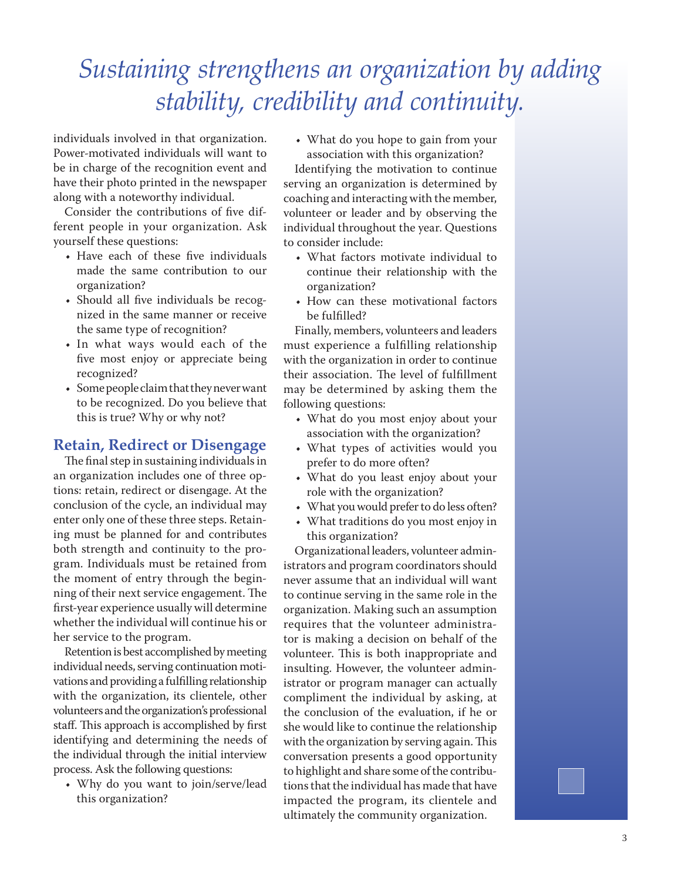*Sustaining strengthens an organization by adding stability, credibility and continuity.*

individuals involved in that organization. Power-motivated individuals will want to be in charge of the recognition event and have their photo printed in the newspaper along with a noteworthy individual.

Consider the contributions of five different people in your organization. Ask yourself these questions:

- Have each of these five individuals made the same contribution to our organization?
- Should all five individuals be recognized in the same manner or receive the same type of recognition?
- In what ways would each of the five most enjoy or appreciate being recognized?
- Some people claim that they never want to be recognized. Do you believe that this is true? Why or why not?

## Retain, Redirect or Disengage

The final step in sustaining individuals in an organization includes one of three options: retain, redirect or disengage. At the conclusion of the cycle, an individual may enter only one of these three steps. Retaining must be planned for and contributes both strength and continuity to the program. Individuals must be retained from the moment of entry through the beginning of their next service engagement. The first-year experience usually will determine whether the individual will continue his or her service to the program.

Retention is best accomplished by meeting individual needs, serving continuation motivations and providing a fulfilling relationship with the organization, its clientele, other volunteers and the organization's professional staff. This approach is accomplished by first identifying and determining the needs of the individual through the initial interview process. Ask the following questions:

- Why do you want to join/serve/lead this organization?
- What do you hope to gain from your association with this organization?

Identifying the motivation to continue serving an organization is determined by coaching and interacting with the member, volunteer or leader and by observing the individual throughout the year. Questions to consider include:

- What factors motivate individual to continue their relationship with the organization?
- How can these motivational factors be fulfilled?

Finally, members, volunteers and leaders must experience a fulfilling relationship with the organization in order to continue their association. The level of fulfillment may be determined by asking them the following questions:

- What do you most enjoy about your association with the organization?
- What types of activities would you prefer to do more often?
- What do you least enjoy about your role with the organization?
- What you would prefer to do less often?
- What traditions do you most enjoy in this organization?

Organizational leaders, volunteer administrators and program coordinators should never assume that an individual will want to continue serving in the same role in the organization. Making such an assumption requires that the volunteer administrator is making a decision on behalf of the volunteer. This is both inappropriate and insulting. However, the volunteer administrator or program manager can actually compliment the individual by asking, at the conclusion of the evaluation, if he or she would like to continue the relationship with the organization by serving again. This conversation presents a good opportunity to highlight and share some of the contributions that the individual has made that have impacted the program, its clientele and ultimately the community organization.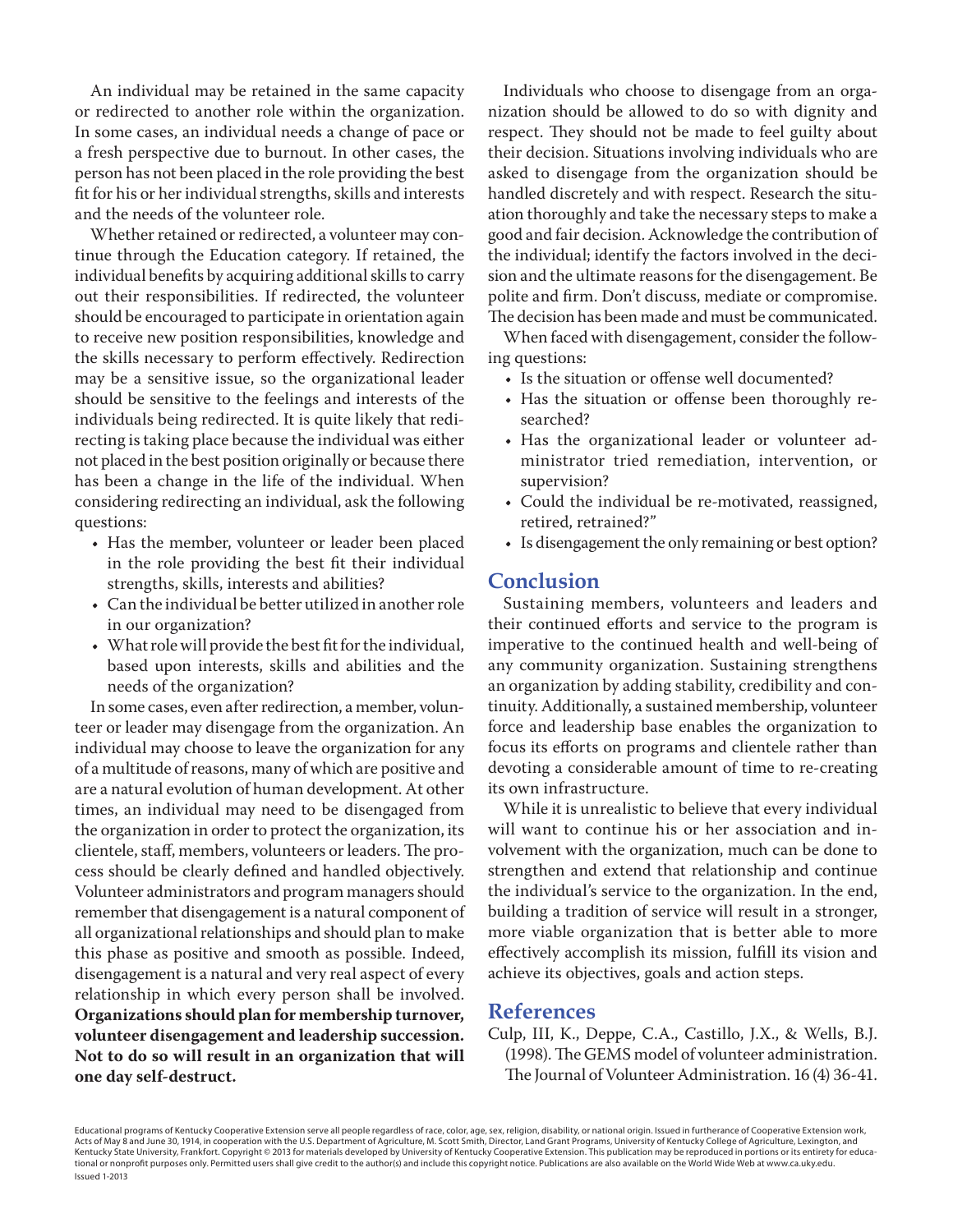An individual may be retained in the same capacity or redirected to another role within the organization. In some cases, an individual needs a change of pace or a fresh perspective due to burnout. In other cases, the person has not been placed in the role providing the best fit for his or her individual strengths, skills and interests and the needs of the volunteer role.

Whether retained or redirected, a volunteer may continue through the Education category. If retained, the individual benefits by acquiring additional skills to carry out their responsibilities. If redirected, the volunteer should be encouraged to participate in orientation again to receive new position responsibilities, knowledge and the skills necessary to perform effectively. Redirection may be a sensitive issue, so the organizational leader should be sensitive to the feelings and interests of the individuals being redirected. It is quite likely that redirecting is taking place because the individual was either not placed in the best position originally or because there has been a change in the life of the individual. When considering redirecting an individual, ask the following questions:

- Has the member, volunteer or leader been placed in the role providing the best fit their individual strengths, skills, interests and abilities?
- Can the individual be better utilized in another role in our organization?
- What role will provide the best fit for the individual, based upon interests, skills and abilities and the needs of the organization?

In some cases, even after redirection, a member, volunteer or leader may disengage from the organization. An individual may choose to leave the organization for any of a multitude of reasons, many of which are positive and are a natural evolution of human development. At other times, an individual may need to be disengaged from the organization in order to protect the organization, its clientele, staff, members, volunteers or leaders. The process should be clearly defined and handled objectively. Volunteer administrators and program managers should remember that disengagement is a natural component of all organizational relationships and should plan to make this phase as positive and smooth as possible. Indeed, disengagement is a natural and very real aspect of every relationship in which every person shall be involved. **Organizations should plan for membership turnover, volunteer disengagement and leadership succession. Not to do so will result in an organization that will one day self-destruct.**

Individuals who choose to disengage from an organization should be allowed to do so with dignity and respect. They should not be made to feel guilty about their decision. Situations involving individuals who are asked to disengage from the organization should be handled discretely and with respect. Research the situation thoroughly and take the necessary steps to make a good and fair decision. Acknowledge the contribution of the individual; identify the factors involved in the decision and the ultimate reasons for the disengagement. Be polite and firm. Don't discuss, mediate or compromise. The decision has been made and must be communicated.

When faced with disengagement, consider the following questions:

- Is the situation or offense well documented?
- Has the situation or offense been thoroughly researched?
- Has the organizational leader or volunteer administrator tried remediation, intervention, or supervision?
- Could the individual be re-motivated, reassigned, retired, retrained?"
- Is disengagement the only remaining or best option?

## Conclusion

Sustaining members, volunteers and leaders and their continued efforts and service to the program is imperative to the continued health and well-being of any community organization. Sustaining strengthens an organization by adding stability, credibility and continuity. Additionally, a sustained membership, volunteer force and leadership base enables the organization to focus its efforts on programs and clientele rather than devoting a considerable amount of time to re-creating its own infrastructure.

While it is unrealistic to believe that every individual will want to continue his or her association and involvement with the organization, much can be done to strengthen and extend that relationship and continue the individual's service to the organization. In the end, building a tradition of service will result in a stronger, more viable organization that is better able to more effectively accomplish its mission, fulfill its vision and achieve its objectives, goals and action steps.

## References

Culp, III, K., Deppe, C.A., Castillo, J.X., & Wells, B.J. (1998). The GEMS model of volunteer administration. The Journal of Volunteer Administration. 16 (4) 36-41.

Educational programs of Kentucky Cooperative Extension serve all people regardless of race, color, age, sex, religion, disability, or national origin. Issued in furtherance of Cooperative Extension work, Acts of May 8 and June 30, 1914, in cooperation with the U.S. Department of Agriculture, M. Scott Smith, Director, Land Grant Programs, University of Kentucky College of Agriculture, Lexington, and Kentucky State University, Frankfort. Copyright © 2013 for materials developed by University of Kentucky Cooperative Extension. This publication may be reproduced in portions or its entirety for educational or nonprofit purposes only. Permitted users shall give credit to the author(s) and include this copyright notice. Publications are also available on the World Wide Web at www.ca.uky.edu.
Issued 1-2013